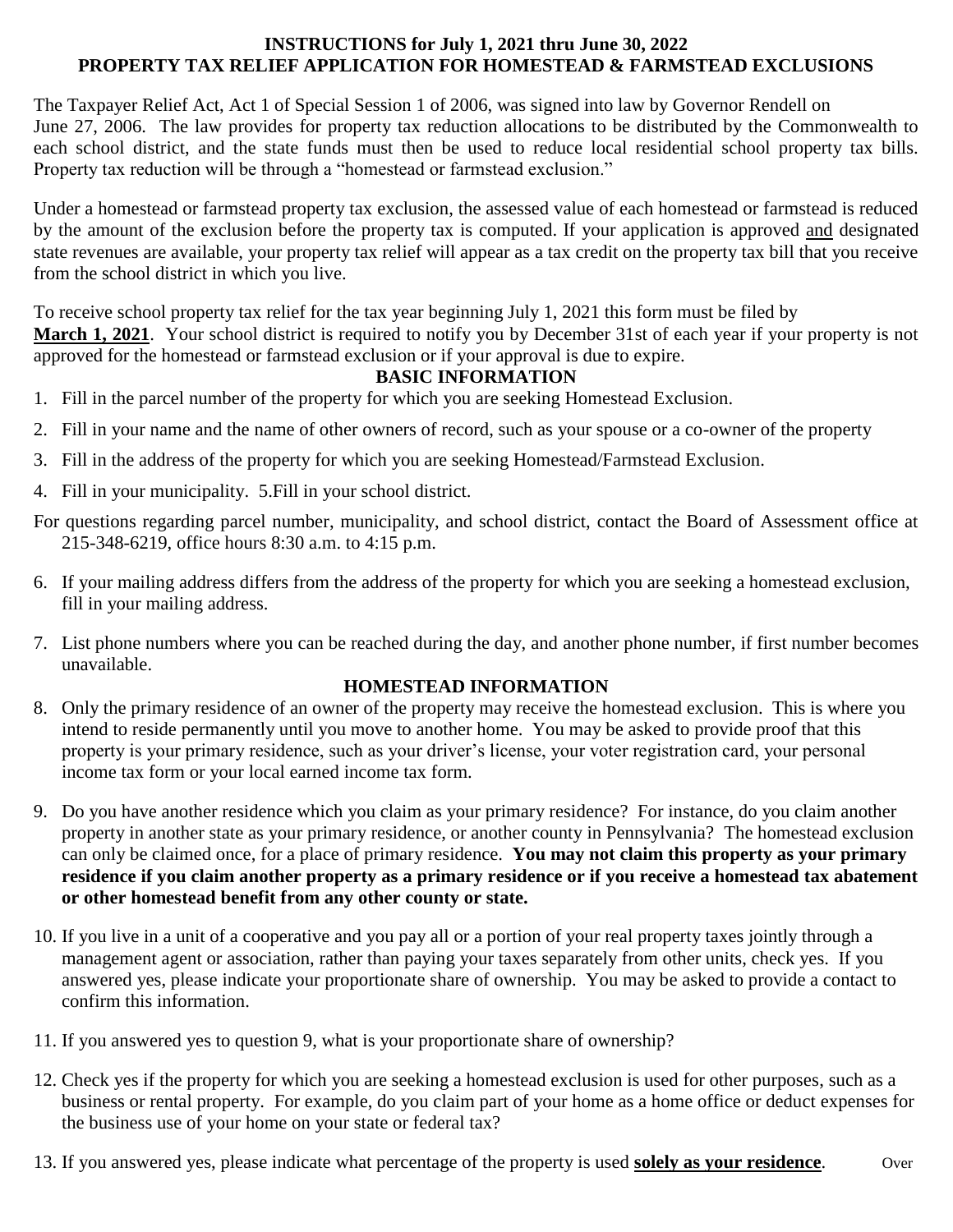# INSTRUCTIONS for July 1, 2021 thru June 30, 2022
# PROPERTY TAX RELIEF APPLICATION FOR HOMESTEAD & FARMSTEAD EXCLUSIONS

The Taxpayer Relief Act, Act 1 of Special Session 1 of 2006, was signed into law by Governor Rendell on June 27, 2006. The law provides for property tax reduction allocations to be distributed by the Commonwealth to each school district, and the state funds must then be used to reduce local residential school property tax bills. Property tax reduction will be through a "homestead or farmstead exclusion."

Under a homestead or farmstead property tax exclusion, the assessed value of each homestead or farmstead is reduced by the amount of the exclusion before the property tax is computed. If your application is approved and designated state revenues are available, your property tax relief will appear as a tax credit on the property tax bill that you receive from the school district in which you live.

To receive school property tax relief for the tax year beginning July 1, 2021 this form must be filed by **March 1, 2021**. Your school district is required to notify you by December 31st of each year if your property is not approved for the homestead or farmstead exclusion or if your approval is due to expire.

## BASIC INFORMATION

1. Fill in the parcel number of the property for which you are seeking Homestead Exclusion.
2. Fill in your name and the name of other owners of record, such as your spouse or a co-owner of the property
3. Fill in the address of the property for which you are seeking Homestead/Farmstead Exclusion.
4. Fill in your municipality. 5.Fill in your school district.

For questions regarding parcel number, municipality, and school district, contact the Board of Assessment office at 215-348-6219, office hours 8:30 a.m. to 4:15 p.m.

6. If your mailing address differs from the address of the property for which you are seeking a homestead exclusion, fill in your mailing address.
7. List phone numbers where you can be reached during the day, and another phone number, if first number becomes unavailable.

## HOMESTEAD INFORMATION

8. Only the primary residence of an owner of the property may receive the homestead exclusion. This is where you intend to reside permanently until you move to another home. You may be asked to provide proof that this property is your primary residence, such as your driver's license, your voter registration card, your personal income tax form or your local earned income tax form.
9. Do you have another residence which you claim as your primary residence? For instance, do you claim another property in another state as your primary residence, or another county in Pennsylvania? The homestead exclusion can only be claimed once, for a place of primary residence. **You may not claim this property as your primary residence if you claim another property as a primary residence or if you receive a homestead tax abatement or other homestead benefit from any other county or state.**
10. If you live in a unit of a cooperative and you pay all or a portion of your real property taxes jointly through a management agent or association, rather than paying your taxes separately from other units, check yes. If you answered yes, please indicate your proportionate share of ownership. You may be asked to provide a contact to confirm this information.
11. If you answered yes to question 9, what is your proportionate share of ownership?
12. Check yes if the property for which you are seeking a homestead exclusion is used for other purposes, such as a business or rental property. For example, do you claim part of your home as a home office or deduct expenses for the business use of your home on your state or federal tax?
13. If you answered yes, please indicate what percentage of the property is used **solely as your residence**.

Over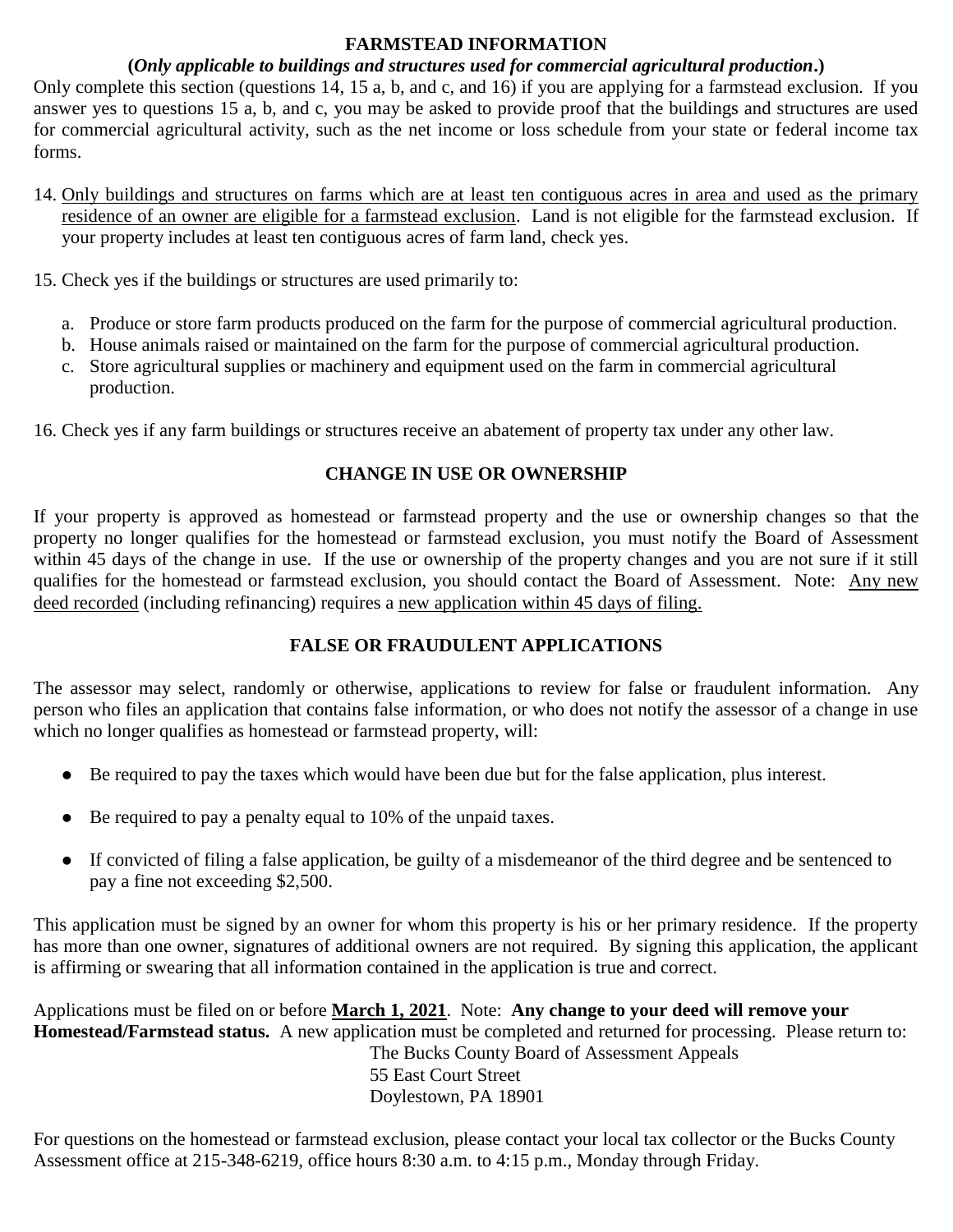## FARMSTEAD INFORMATION

**(*Only applicable to buildings and structures used for commercial agricultural production*.)**

Only complete this section (questions 14, 15 a, b, and c, and 16) if you are applying for a farmstead exclusion. If you answer yes to questions 15 a, b, and c, you may be asked to provide proof that the buildings and structures are used for commercial agricultural activity, such as the net income or loss schedule from your state or federal income tax forms.

14. Only buildings and structures on farms which are at least ten contiguous acres in area and used as the primary residence of an owner are eligible for a farmstead exclusion. Land is not eligible for the farmstead exclusion. If your property includes at least ten contiguous acres of farm land, check yes.

15. Check yes if the buildings or structures are used primarily to:

    a. Produce or store farm products produced on the farm for the purpose of commercial agricultural production.
    b. House animals raised or maintained on the farm for the purpose of commercial agricultural production.
    c. Store agricultural supplies or machinery and equipment used on the farm in commercial agricultural production.

16. Check yes if any farm buildings or structures receive an abatement of property tax under any other law.

## CHANGE IN USE OR OWNERSHIP

If your property is approved as homestead or farmstead property and the use or ownership changes so that the property no longer qualifies for the homestead or farmstead exclusion, you must notify the Board of Assessment within 45 days of the change in use. If the use or ownership of the property changes and you are not sure if it still qualifies for the homestead or farmstead exclusion, you should contact the Board of Assessment. Note: Any new deed recorded (including refinancing) requires a new application within 45 days of filing.

## FALSE OR FRAUDULENT APPLICATIONS

The assessor may select, randomly or otherwise, applications to review for false or fraudulent information. Any person who files an application that contains false information, or who does not notify the assessor of a change in use which no longer qualifies as homestead or farmstead property, will:

- Be required to pay the taxes which would have been due but for the false application, plus interest.
- Be required to pay a penalty equal to 10% of the unpaid taxes.
- If convicted of filing a false application, be guilty of a misdemeanor of the third degree and be sentenced to pay a fine not exceeding $2,500.

This application must be signed by an owner for whom this property is his or her primary residence. If the property has more than one owner, signatures of additional owners are not required. By signing this application, the applicant is affirming or swearing that all information contained in the application is true and correct.

Applications must be filed on or before **March 1, 2021**. Note: **Any change to your deed will remove your Homestead/Farmstead status.** A new application must be completed and returned for processing. Please return to:

The Bucks County Board of Assessment Appeals
55 East Court Street
Doylestown, PA 18901

For questions on the homestead or farmstead exclusion, please contact your local tax collector or the Bucks County Assessment office at 215-348-6219, office hours 8:30 a.m. to 4:15 p.m., Monday through Friday.